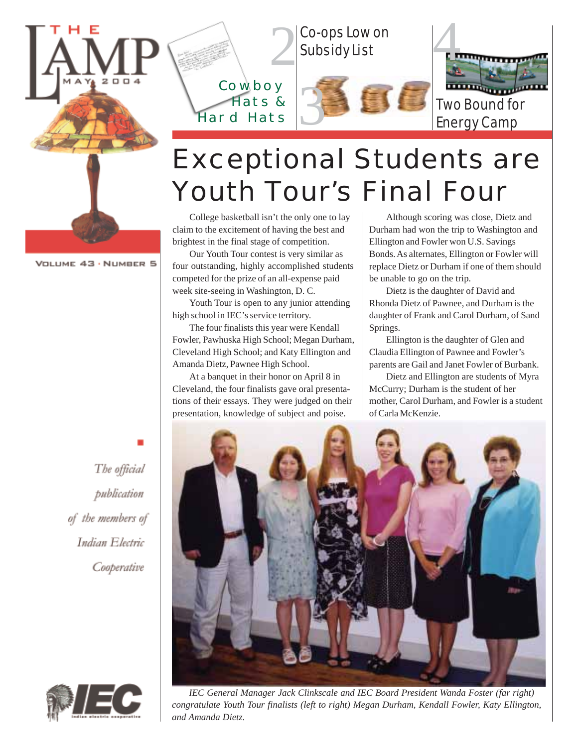# THE LAMP

MAY 2004

VOLUME 43 · NUMBER 5

2 Co-ops Low on Subsidy List

Cowboy Hats & Hard Hats

3

4 Two Bound for Energy Camp

# Exceptional Students are Youth Tour's Final Four

College basketball isn't the only one to lay claim to the excitement of having the best and brightest in the final stage of competition.

Our Youth Tour contest is very similar as four outstanding, highly accomplished students competed for the prize of an all-expense paid week site-seeing in Washington, D. C.

Youth Tour is open to any junior attending high school in IEC's service territory.

The four finalists this year were Kendall Fowler, Pawhuska High School; Megan Durham, Cleveland High School; and Katy Ellington and Amanda Dietz, Pawnee High School.

At a banquet in their honor on April 8 in Cleveland, the four finalists gave oral presentations of their essays. They were judged on their presentation, knowledge of subject and poise.

Although scoring was close, Dietz and Durham had won the trip to Washington and Ellington and Fowler won U.S. Savings Bonds. As alternates, Ellington or Fowler will replace Dietz or Durham if one of them should be unable to go on the trip.

Dietz is the daughter of David and Rhonda Dietz of Pawnee, and Durham is the daughter of Frank and Carol Durham, of Sand Springs.

Ellington is the daughter of Glen and Claudia Ellington of Pawnee and Fowler's parents are Gail and Janet Fowler of Burbank.

Dietz and Ellington are students of Myra McCurry; Durham is the student of her mother, Carol Durham, and Fowler is a student of Carla McKenzie.

*IEC General Manager Jack Clinkscale and IEC Board President Wanda Foster (far right) congratulate Youth Tour finalists (left to right) Megan Durham, Kendall Fowler, Katy Ellington, and Amanda Dietz.*

*The official publication of the members of Indian Electric Cooperative*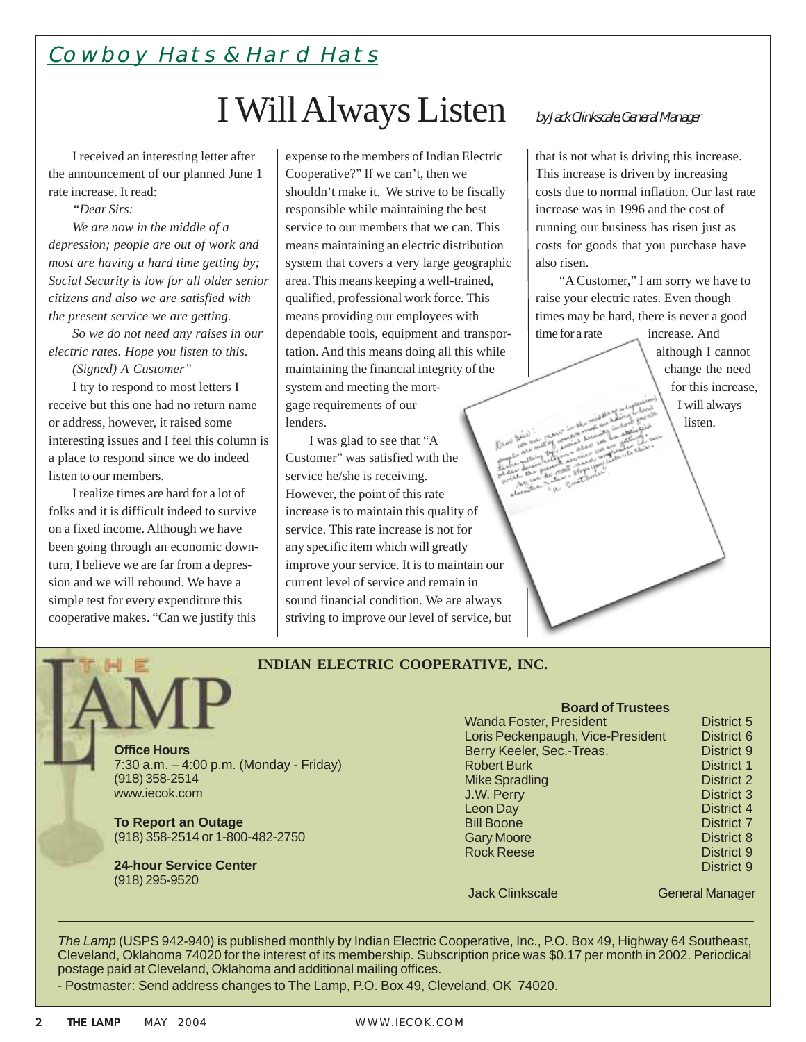## Cowboy Hats & Hard Hats

# I Will Always Listen

*by Jack Clinkscale, General Manager*

I received an interesting letter after the announcement of our planned June 1 rate increase. It read:

*"Dear Sirs:*

*We are now in the middle of a depression; people are out of work and most are having a hard time getting by; Social Security is low for all older senior citizens and also we are satisfied with the present service we are getting.*

*So we do not need any raises in our electric rates. Hope you listen to this.*

*(Signed) A Customer"*

I try to respond to most letters I receive but this one had no return name or address, however, it raised some interesting issues and I feel this column is a place to respond since we do indeed listen to our members.

I realize times are hard for a lot of folks and it is difficult indeed to survive on a fixed income. Although we have been going through an economic downturn, I believe we are far from a depression and we will rebound. We have a simple test for every expenditure this cooperative makes. "Can we justify this expense to the members of Indian Electric Cooperative?" If we can't, then we shouldn't make it. We strive to be fiscally responsible while maintaining the best service to our members that we can. This means maintaining an electric distribution system that covers a very large geographic area. This means keeping a well-trained, qualified, professional work force. This means providing our employees with dependable tools, equipment and transportation. And this means doing all this while maintaining the financial integrity of the system and meeting the mortgage requirements of our lenders.

I was glad to see that "A Customer" was satisfied with the service he/she is receiving. However, the point of this rate increase is to maintain this quality of service. This rate increase is not for any specific item which will greatly improve your service. It is to maintain our current level of service and remain in sound financial condition. We are always striving to improve our level of service, but that is not what is driving this increase. This increase is driven by increasing costs due to normal inflation. Our last rate increase was in 1996 and the cost of running our business has risen just as costs for goods that you purchase have also risen.

"A Customer," I am sorry we have to raise your electric rates. Even though times may be hard, there is never a good time for a rate increase. And although I cannot change the need for this increase, I will always listen.

## THE LAMP

**INDIAN ELECTRIC COOPERATIVE, INC.**

**Office Hours**
7:30 a.m. – 4:00 p.m. (Monday - Friday)
(918) 358-2514
www.iecok.com

**To Report an Outage**
(918) 358-2514 or 1-800-482-2750

**24-hour Service Center**
(918) 295-9520

**Board of Trustees**

| Name | District |
|---|---|
| Wanda Foster, President | District 5 |
| Loris Peckenpaugh, Vice-President | District 6 |
| Berry Keeler, Sec.-Treas. | District 9 |
| Robert Burk | District 1 |
| Mike Spradling | District 2 |
| J.W. Perry | District 3 |
| Leon Day | District 4 |
| Bill Boone | District 7 |
| Gary Moore | District 8 |
| Rock Reese | District 9 |
| | District 9 |

Jack Clinkscale — General Manager

*The Lamp* (USPS 942-940) is published monthly by Indian Electric Cooperative, Inc., P.O. Box 49, Highway 64 Southeast, Cleveland, Oklahoma 74020 for the interest of its membership. Subscription price was $0.17 per month in 2002. Periodical postage paid at Cleveland, Oklahoma and additional mailing offices.

- Postmaster: Send address changes to The Lamp, P.O. Box 49, Cleveland, OK 74020.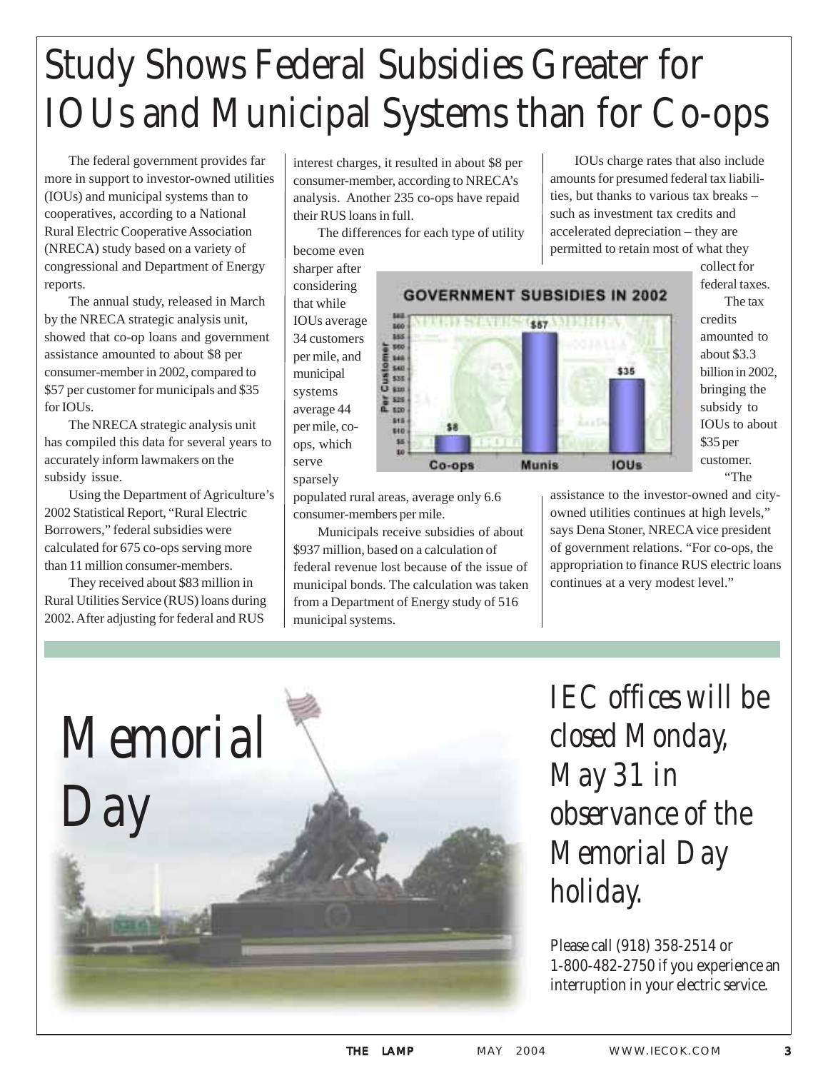# Study Shows Federal Subsidies Greater for IOUs and Municipal Systems than for Co-ops

The federal government provides far more in support to investor-owned utilities (IOUs) and municipal systems than to cooperatives, according to a National Rural Electric Cooperative Association (NRECA) study based on a variety of congressional and Department of Energy reports.

The annual study, released in March by the NRECA strategic analysis unit, showed that co-op loans and government assistance amounted to about $8 per consumer-member in 2002, compared to $57 per customer for municipals and $35 for IOUs.

The NRECA strategic analysis unit has compiled this data for several years to accurately inform lawmakers on the subsidy issue.

Using the Department of Agriculture's 2002 Statistical Report, "Rural Electric Borrowers," federal subsidies were calculated for 675 co-ops serving more than 11 million consumer-members.

They received about $83 million in Rural Utilities Service (RUS) loans during 2002. After adjusting for federal and RUS interest charges, it resulted in about $8 per consumer-member, according to NRECA's analysis. Another 235 co-ops have repaid their RUS loans in full.

The differences for each type of utility become even sharper after considering that while IOUs average 34 customers per mile, and municipal systems average 44 per mile, co-ops, which serve sparsely populated rural areas, average only 6.6 consumer-members per mile.

**GOVERNMENT SUBSIDIES IN 2002**

| Per Customer | Co-ops | Munis | IOUs |
|---|---|---|---|
| Subsidy | $8 | $87 | $35 |

Municipals receive subsidies of about $937 million, based on a calculation of federal revenue lost because of the issue of municipal bonds. The calculation was taken from a Department of Energy study of 516 municipal systems.

IOUs charge rates that also include amounts for presumed federal tax liabilities, but thanks to various tax breaks – such as investment tax credits and accelerated depreciation – they are permitted to retain most of what they collect for federal taxes.

The tax credits amounted to about $3.3 billion in 2002, bringing the subsidy to IOUs to about $35 per customer.

"The assistance to the investor-owned and city-owned utilities continues at high levels," says Dena Stoner, NRECA vice president of government relations. "For co-ops, the appropriation to finance RUS electric loans continues at a very modest level."

# Memorial Day

*IEC offices will be closed Monday, May 31 in observance of the Memorial Day holiday.*

*Please call (918) 358-2514 or 1-800-482-2750 if you experience an interruption in your electric service.*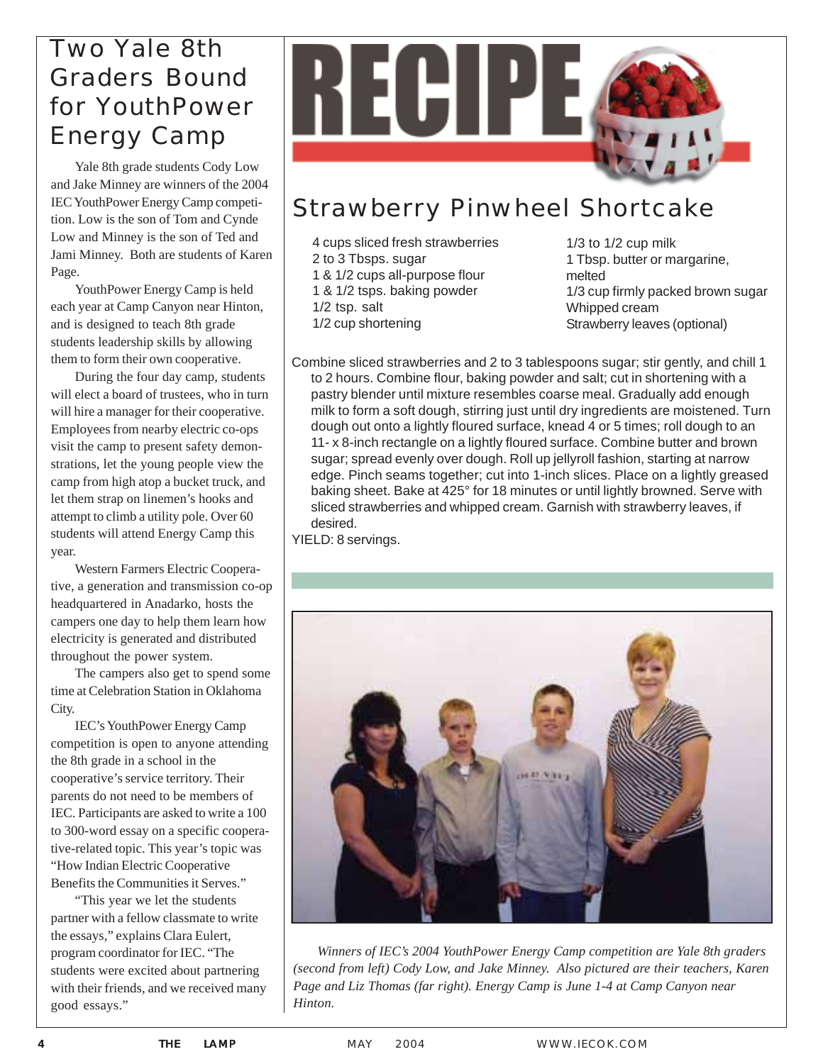# Two Yale 8th Graders Bound for YouthPower Energy Camp

Yale 8th grade students Cody Low and Jake Minney are winners of the 2004 IEC YouthPower Energy Camp competition. Low is the son of Tom and Cynde Low and Minney is the son of Ted and Jami Minney. Both are students of Karen Page.

YouthPower Energy Camp is held each year at Camp Canyon near Hinton, and is designed to teach 8th grade students leadership skills by allowing them to form their own cooperative.

During the four day camp, students will elect a board of trustees, who in turn will hire a manager for their cooperative. Employees from nearby electric co-ops visit the camp to present safety demonstrations, let the young people view the camp from high atop a bucket truck, and let them strap on linemen's hooks and attempt to climb a utility pole. Over 60 students will attend Energy Camp this year.

Western Farmers Electric Cooperative, a generation and transmission co-op headquartered in Anadarko, hosts the campers one day to help them learn how electricity is generated and distributed throughout the power system.

The campers also get to spend some time at Celebration Station in Oklahoma City.

IEC's YouthPower Energy Camp competition is open to anyone attending the 8th grade in a school in the cooperative's service territory. Their parents do not need to be members of IEC. Participants are asked to write a 100 to 300-word essay on a specific cooperative-related topic. This year's topic was "How Indian Electric Cooperative Benefits the Communities it Serves."

"This year we let the students partner with a fellow classmate to write the essays," explains Clara Eulert, program coordinator for IEC. "The students were excited about partnering with their friends, and we received many good essays."

# RECIPE

## Strawberry Pinwheel Shortcake

- 4 cups sliced fresh strawberries
- 2 to 3 Tbsps. sugar
- 1 & 1/2 cups all-purpose flour
- 1 & 1/2 tsps. baking powder
- 1/2 tsp. salt
- 1/2 cup shortening
- 1/3 to 1/2 cup milk
- 1 Tbsp. butter or margarine, melted
- 1/3 cup firmly packed brown sugar
- Whipped cream
- Strawberry leaves (optional)

Combine sliced strawberries and 2 to 3 tablespoons sugar; stir gently, and chill 1 to 2 hours. Combine flour, baking powder and salt; cut in shortening with a pastry blender until mixture resembles coarse meal. Gradually add enough milk to form a soft dough, stirring just until dry ingredients are moistened. Turn dough out onto a lightly floured surface, knead 4 or 5 times; roll dough to an 11- x 8-inch rectangle on a lightly floured surface. Combine butter and brown sugar; spread evenly over dough. Roll up jellyroll fashion, starting at narrow edge. Pinch seams together; cut into 1-inch slices. Place on a lightly greased baking sheet. Bake at 425° for 18 minutes or until lightly browned. Serve with sliced strawberries and whipped cream. Garnish with strawberry leaves, if desired.

YIELD: 8 servings.

*Winners of IEC's 2004 YouthPower Energy Camp competition are Yale 8th graders (second from left) Cody Low, and Jake Minney. Also pictured are their teachers, Karen Page and Liz Thomas (far right). Energy Camp is June 1-4 at Camp Canyon near Hinton.*